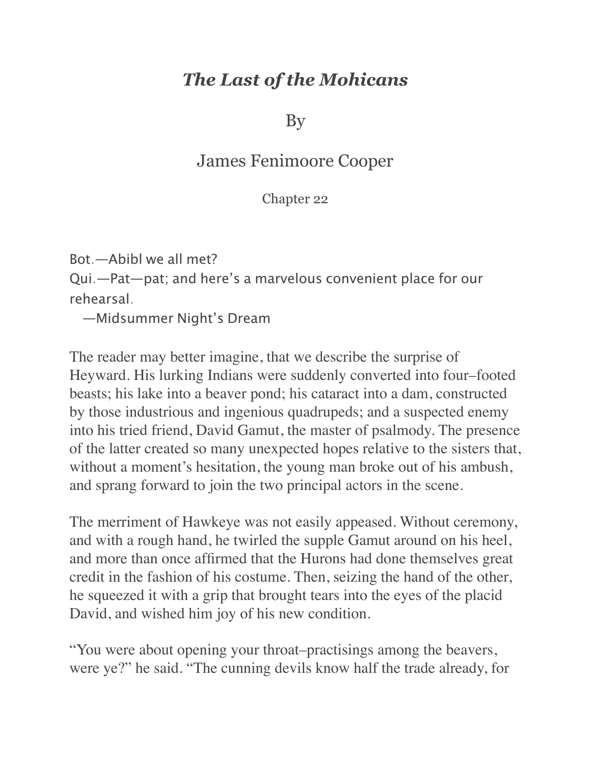# *The Last of the Mohicans*

By

James Fenimoore Cooper

Chapter 22

Bot.—Abibl we all met?
Qui.—Pat—pat; and here's a marvelous convenient place for our rehearsal.
—Midsummer Night's Dream

The reader may better imagine, that we describe the surprise of Heyward. His lurking Indians were suddenly converted into four–footed beasts; his lake into a beaver pond; his cataract into a dam, constructed by those industrious and ingenious quadrupeds; and a suspected enemy into his tried friend, David Gamut, the master of psalmody. The presence of the latter created so many unexpected hopes relative to the sisters that, without a moment's hesitation, the young man broke out of his ambush, and sprang forward to join the two principal actors in the scene.

The merriment of Hawkeye was not easily appeased. Without ceremony, and with a rough hand, he twirled the supple Gamut around on his heel, and more than once affirmed that the Hurons had done themselves great credit in the fashion of his costume. Then, seizing the hand of the other, he squeezed it with a grip that brought tears into the eyes of the placid David, and wished him joy of his new condition.

"You were about opening your throat–practisings among the beavers, were ye?" he said. "The cunning devils know half the trade already, for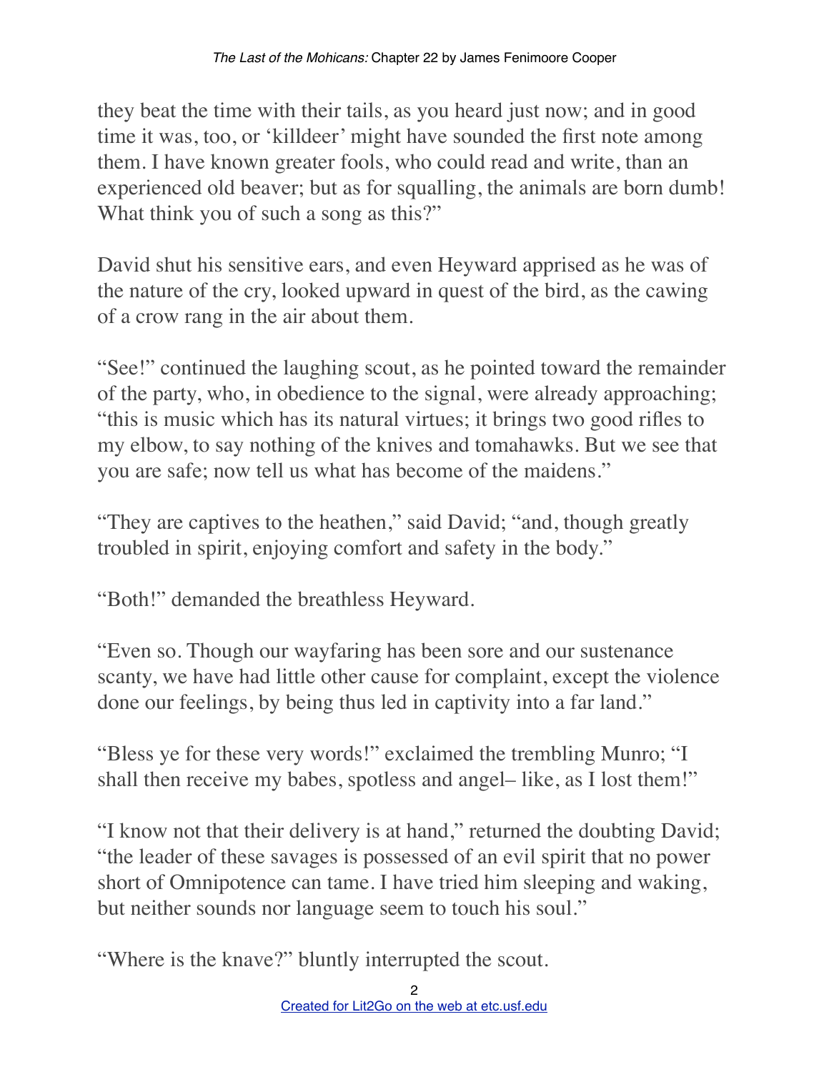they beat the time with their tails, as you heard just now; and in good time it was, too, or 'killdeer' might have sounded the first note among them. I have known greater fools, who could read and write, than an experienced old beaver; but as for squalling, the animals are born dumb! What think you of such a song as this?"

David shut his sensitive ears, and even Heyward apprised as he was of the nature of the cry, looked upward in quest of the bird, as the cawing of a crow rang in the air about them.

"See!" continued the laughing scout, as he pointed toward the remainder of the party, who, in obedience to the signal, were already approaching; "this is music which has its natural virtues; it brings two good rifles to my elbow, to say nothing of the knives and tomahawks. But we see that you are safe; now tell us what has become of the maidens."

"They are captives to the heathen," said David; "and, though greatly troubled in spirit, enjoying comfort and safety in the body."

"Both!" demanded the breathless Heyward.

"Even so. Though our wayfaring has been sore and our sustenance scanty, we have had little other cause for complaint, except the violence done our feelings, by being thus led in captivity into a far land."

"Bless ye for these very words!" exclaimed the trembling Munro; "I shall then receive my babes, spotless and angel– like, as I lost them!"

"I know not that their delivery is at hand," returned the doubting David; "the leader of these savages is possessed of an evil spirit that no power short of Omnipotence can tame. I have tried him sleeping and waking, but neither sounds nor language seem to touch his soul."

"Where is the knave?" bluntly interrupted the scout.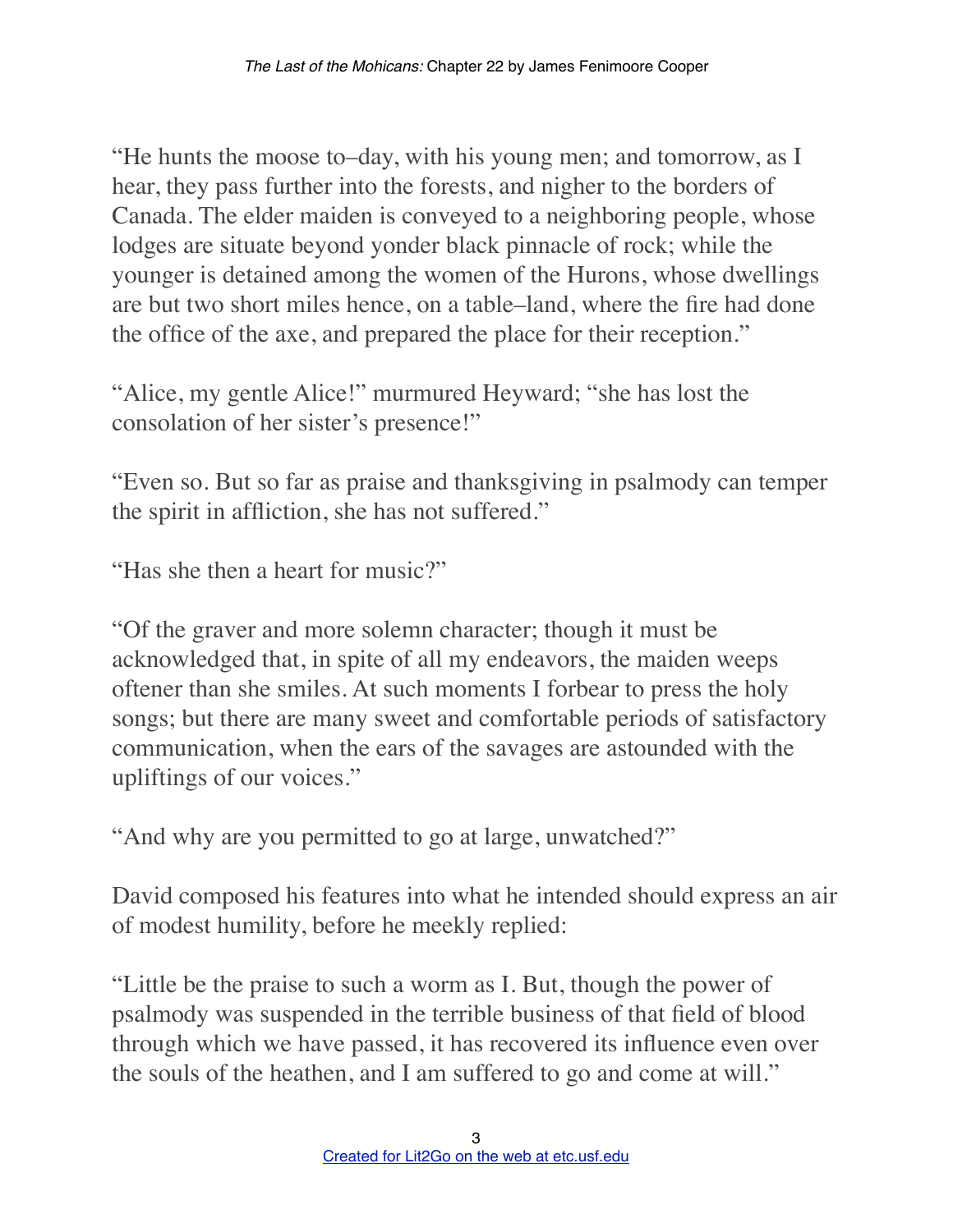"He hunts the moose to–day, with his young men; and tomorrow, as I hear, they pass further into the forests, and nigher to the borders of Canada. The elder maiden is conveyed to a neighboring people, whose lodges are situate beyond yonder black pinnacle of rock; while the younger is detained among the women of the Hurons, whose dwellings are but two short miles hence, on a table–land, where the fire had done the office of the axe, and prepared the place for their reception."

"Alice, my gentle Alice!" murmured Heyward; "she has lost the consolation of her sister's presence!"

"Even so. But so far as praise and thanksgiving in psalmody can temper the spirit in affliction, she has not suffered."

"Has she then a heart for music?"

"Of the graver and more solemn character; though it must be acknowledged that, in spite of all my endeavors, the maiden weeps oftener than she smiles. At such moments I forbear to press the holy songs; but there are many sweet and comfortable periods of satisfactory communication, when the ears of the savages are astounded with the upliftings of our voices."

"And why are you permitted to go at large, unwatched?"

David composed his features into what he intended should express an air of modest humility, before he meekly replied:

"Little be the praise to such a worm as I. But, though the power of psalmody was suspended in the terrible business of that field of blood through which we have passed, it has recovered its influence even over the souls of the heathen, and I am suffered to go and come at will."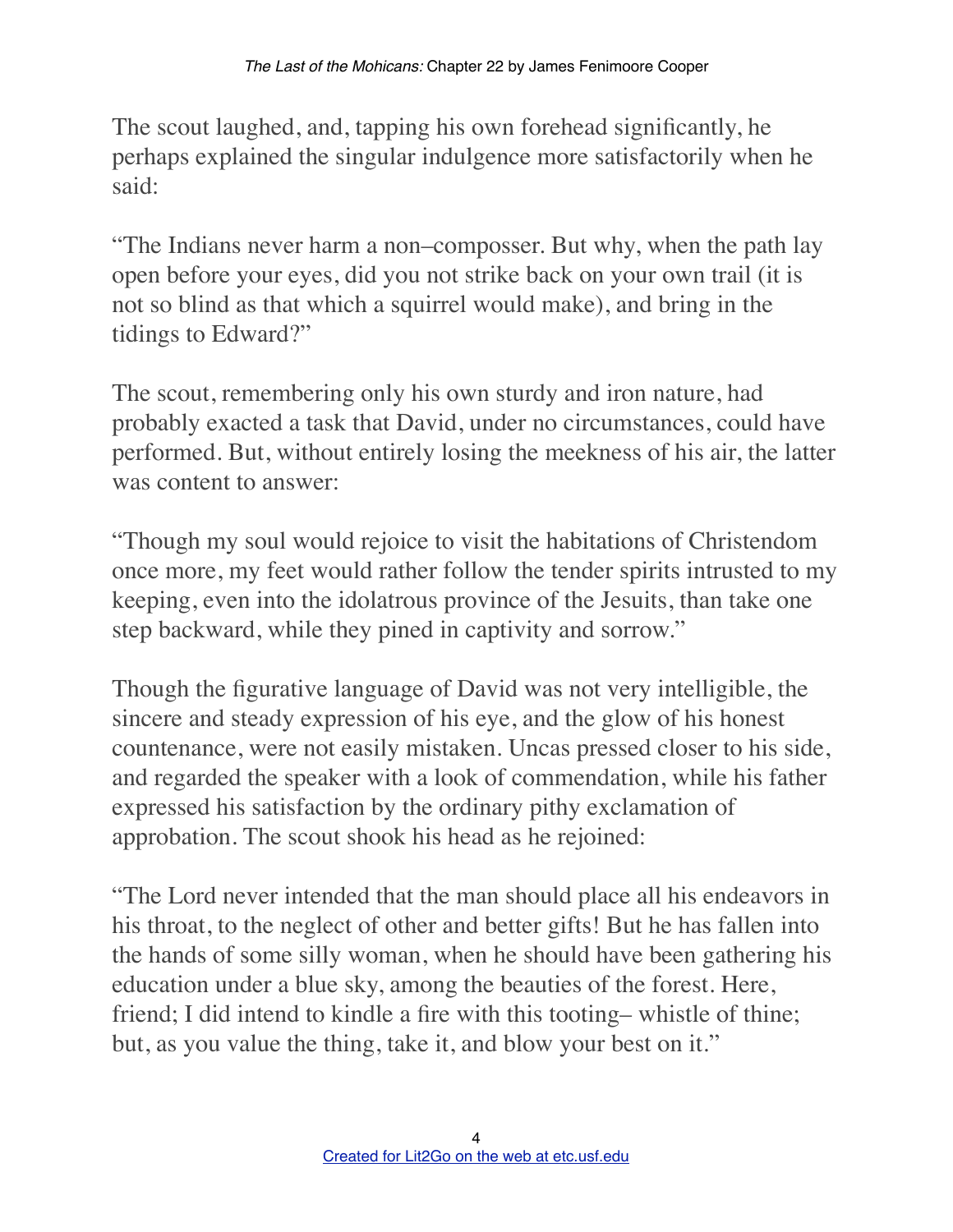The scout laughed, and, tapping his own forehead significantly, he perhaps explained the singular indulgence more satisfactorily when he said:

"The Indians never harm a non–composser. But why, when the path lay open before your eyes, did you not strike back on your own trail (it is not so blind as that which a squirrel would make), and bring in the tidings to Edward?"

The scout, remembering only his own sturdy and iron nature, had probably exacted a task that David, under no circumstances, could have performed. But, without entirely losing the meekness of his air, the latter was content to answer:

"Though my soul would rejoice to visit the habitations of Christendom once more, my feet would rather follow the tender spirits intrusted to my keeping, even into the idolatrous province of the Jesuits, than take one step backward, while they pined in captivity and sorrow."

Though the figurative language of David was not very intelligible, the sincere and steady expression of his eye, and the glow of his honest countenance, were not easily mistaken. Uncas pressed closer to his side, and regarded the speaker with a look of commendation, while his father expressed his satisfaction by the ordinary pithy exclamation of approbation. The scout shook his head as he rejoined:

"The Lord never intended that the man should place all his endeavors in his throat, to the neglect of other and better gifts! But he has fallen into the hands of some silly woman, when he should have been gathering his education under a blue sky, among the beauties of the forest. Here, friend; I did intend to kindle a fire with this tooting– whistle of thine; but, as you value the thing, take it, and blow your best on it."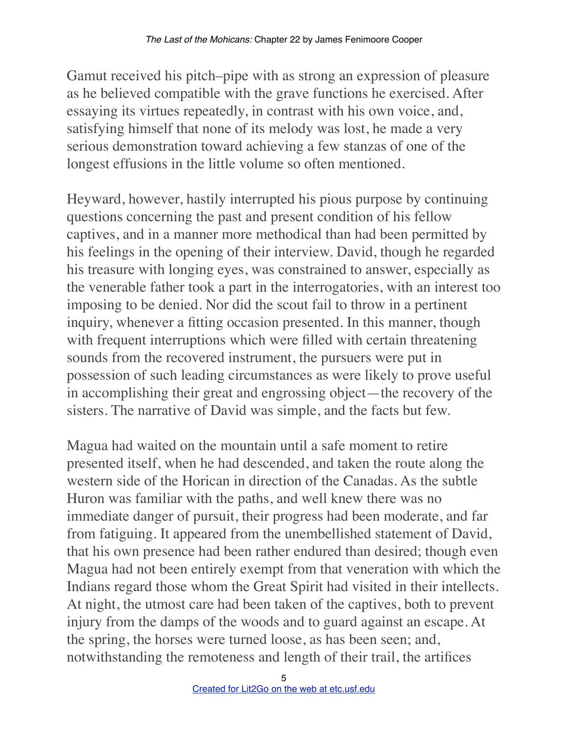Gamut received his pitch–pipe with as strong an expression of pleasure as he believed compatible with the grave functions he exercised. After essaying its virtues repeatedly, in contrast with his own voice, and, satisfying himself that none of its melody was lost, he made a very serious demonstration toward achieving a few stanzas of one of the longest effusions in the little volume so often mentioned.

Heyward, however, hastily interrupted his pious purpose by continuing questions concerning the past and present condition of his fellow captives, and in a manner more methodical than had been permitted by his feelings in the opening of their interview. David, though he regarded his treasure with longing eyes, was constrained to answer, especially as the venerable father took a part in the interrogatories, with an interest too imposing to be denied. Nor did the scout fail to throw in a pertinent inquiry, whenever a fitting occasion presented. In this manner, though with frequent interruptions which were filled with certain threatening sounds from the recovered instrument, the pursuers were put in possession of such leading circumstances as were likely to prove useful in accomplishing their great and engrossing object—the recovery of the sisters. The narrative of David was simple, and the facts but few.

Magua had waited on the mountain until a safe moment to retire presented itself, when he had descended, and taken the route along the western side of the Horican in direction of the Canadas. As the subtle Huron was familiar with the paths, and well knew there was no immediate danger of pursuit, their progress had been moderate, and far from fatiguing. It appeared from the unembellished statement of David, that his own presence had been rather endured than desired; though even Magua had not been entirely exempt from that veneration with which the Indians regard those whom the Great Spirit had visited in their intellects. At night, the utmost care had been taken of the captives, both to prevent injury from the damps of the woods and to guard against an escape. At the spring, the horses were turned loose, as has been seen; and, notwithstanding the remoteness and length of their trail, the artifices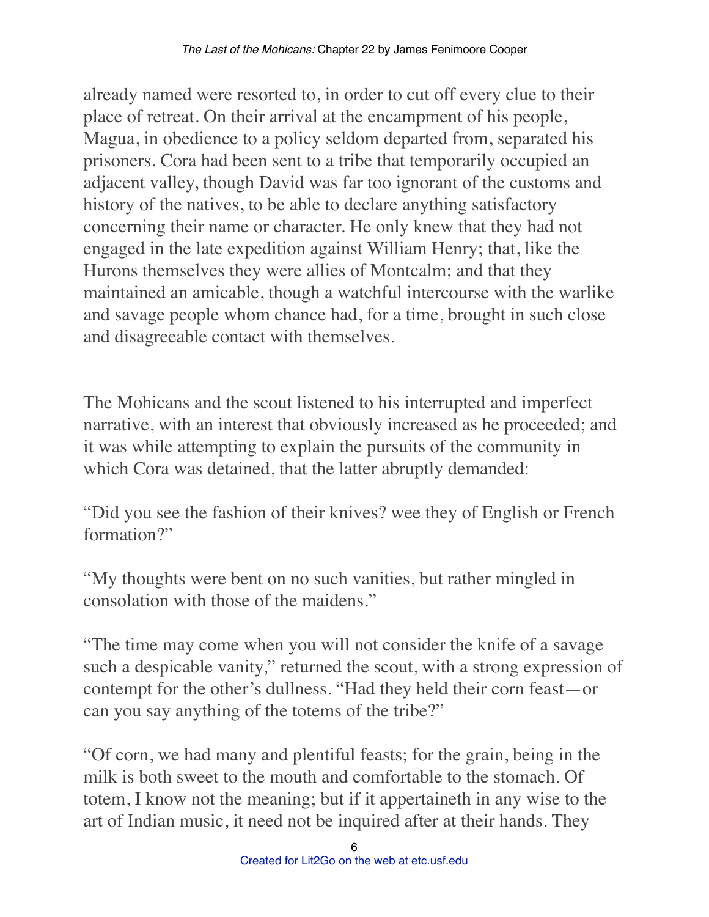already named were resorted to, in order to cut off every clue to their place of retreat. On their arrival at the encampment of his people, Magua, in obedience to a policy seldom departed from, separated his prisoners. Cora had been sent to a tribe that temporarily occupied an adjacent valley, though David was far too ignorant of the customs and history of the natives, to be able to declare anything satisfactory concerning their name or character. He only knew that they had not engaged in the late expedition against William Henry; that, like the Hurons themselves they were allies of Montcalm; and that they maintained an amicable, though a watchful intercourse with the warlike and savage people whom chance had, for a time, brought in such close and disagreeable contact with themselves.

The Mohicans and the scout listened to his interrupted and imperfect narrative, with an interest that obviously increased as he proceeded; and it was while attempting to explain the pursuits of the community in which Cora was detained, that the latter abruptly demanded:

"Did you see the fashion of their knives? wee they of English or French formation?"

"My thoughts were bent on no such vanities, but rather mingled in consolation with those of the maidens."

"The time may come when you will not consider the knife of a savage such a despicable vanity," returned the scout, with a strong expression of contempt for the other's dullness. "Had they held their corn feast—or can you say anything of the totems of the tribe?"

"Of corn, we had many and plentiful feasts; for the grain, being in the milk is both sweet to the mouth and comfortable to the stomach. Of totem, I know not the meaning; but if it appertaineth in any wise to the art of Indian music, it need not be inquired after at their hands. They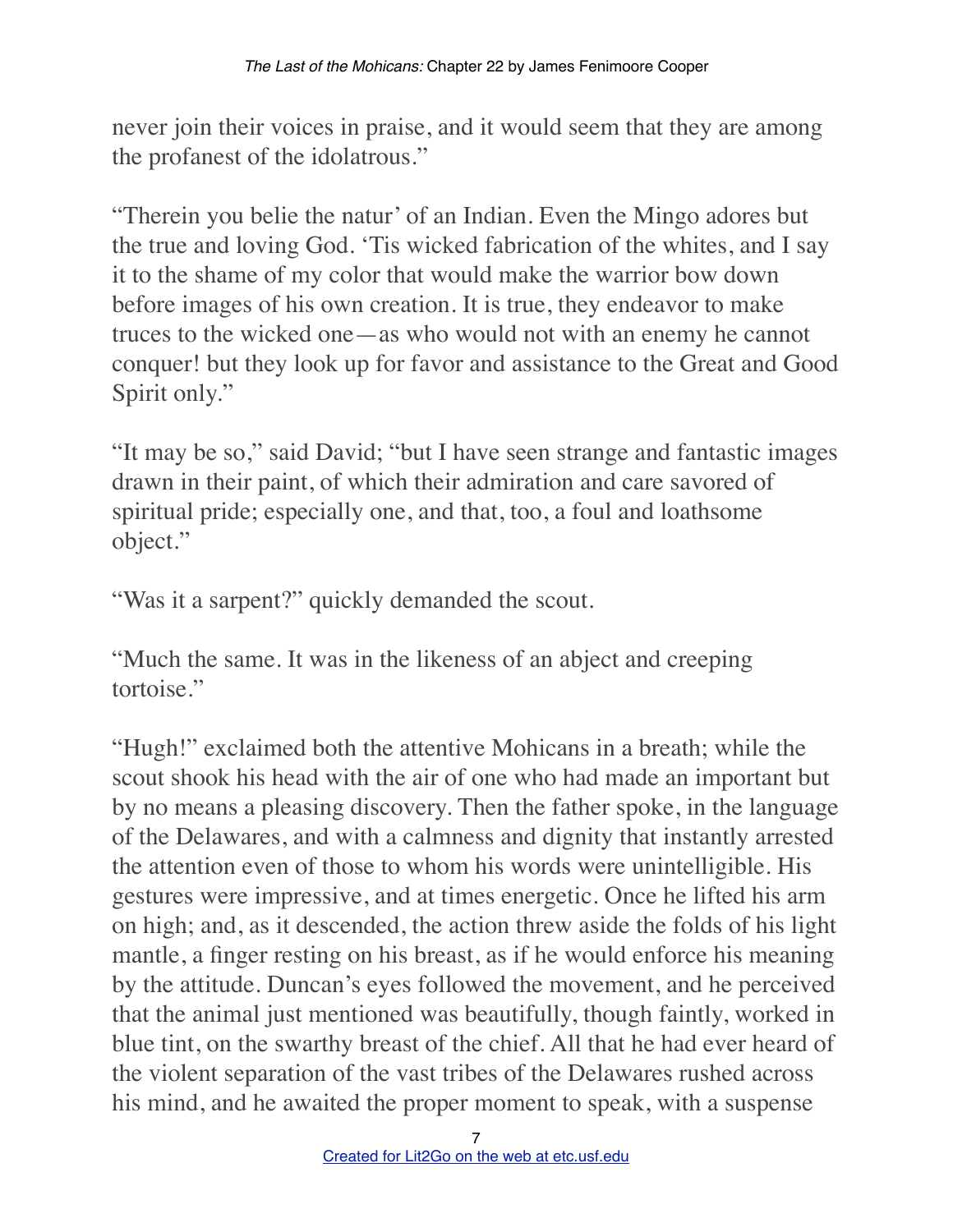never join their voices in praise, and it would seem that they are among the profanest of the idolatrous."

"Therein you belie the natur' of an Indian. Even the Mingo adores but the true and loving God. 'Tis wicked fabrication of the whites, and I say it to the shame of my color that would make the warrior bow down before images of his own creation. It is true, they endeavor to make truces to the wicked one—as who would not with an enemy he cannot conquer! but they look up for favor and assistance to the Great and Good Spirit only."

"It may be so," said David; "but I have seen strange and fantastic images drawn in their paint, of which their admiration and care savored of spiritual pride; especially one, and that, too, a foul and loathsome object."

"Was it a sarpent?" quickly demanded the scout.

"Much the same. It was in the likeness of an abject and creeping tortoise."

"Hugh!" exclaimed both the attentive Mohicans in a breath; while the scout shook his head with the air of one who had made an important but by no means a pleasing discovery. Then the father spoke, in the language of the Delawares, and with a calmness and dignity that instantly arrested the attention even of those to whom his words were unintelligible. His gestures were impressive, and at times energetic. Once he lifted his arm on high; and, as it descended, the action threw aside the folds of his light mantle, a finger resting on his breast, as if he would enforce his meaning by the attitude. Duncan's eyes followed the movement, and he perceived that the animal just mentioned was beautifully, though faintly, worked in blue tint, on the swarthy breast of the chief. All that he had ever heard of the violent separation of the vast tribes of the Delawares rushed across his mind, and he awaited the proper moment to speak, with a suspense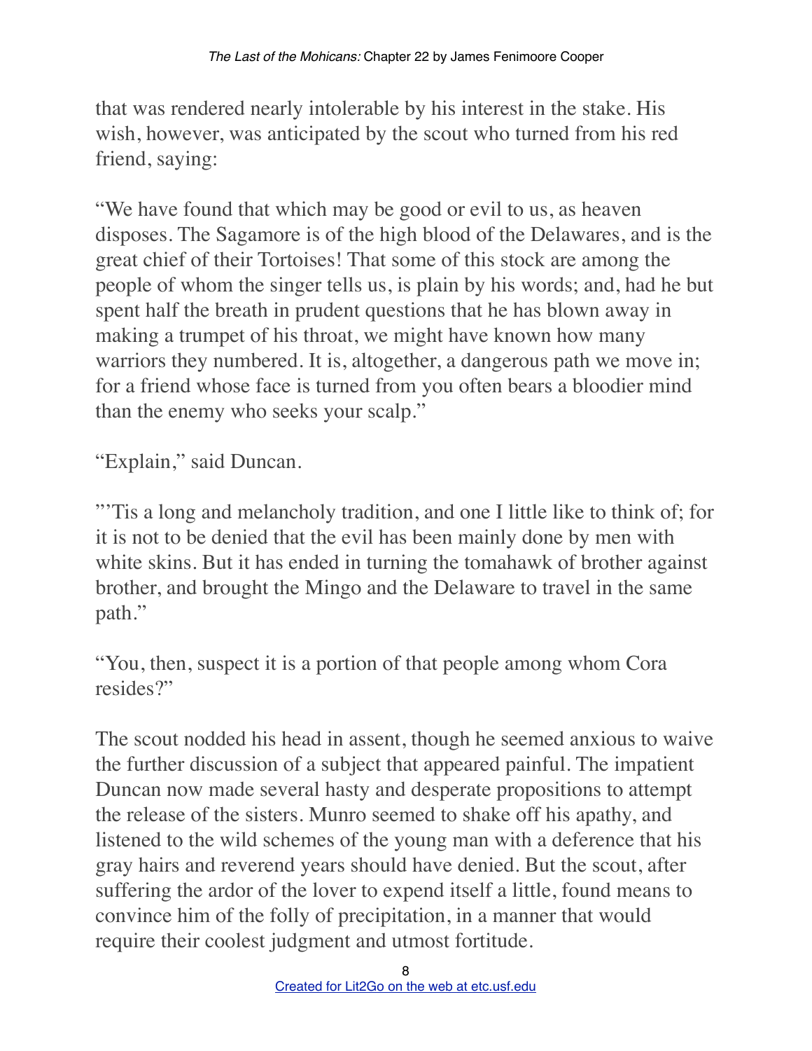that was rendered nearly intolerable by his interest in the stake. His wish, however, was anticipated by the scout who turned from his red friend, saying:

"We have found that which may be good or evil to us, as heaven disposes. The Sagamore is of the high blood of the Delawares, and is the great chief of their Tortoises! That some of this stock are among the people of whom the singer tells us, is plain by his words; and, had he but spent half the breath in prudent questions that he has blown away in making a trumpet of his throat, we might have known how many warriors they numbered. It is, altogether, a dangerous path we move in; for a friend whose face is turned from you often bears a bloodier mind than the enemy who seeks your scalp."

"Explain," said Duncan.

"'Tis a long and melancholy tradition, and one I little like to think of; for it is not to be denied that the evil has been mainly done by men with white skins. But it has ended in turning the tomahawk of brother against brother, and brought the Mingo and the Delaware to travel in the same path."

"You, then, suspect it is a portion of that people among whom Cora resides?"

The scout nodded his head in assent, though he seemed anxious to waive the further discussion of a subject that appeared painful. The impatient Duncan now made several hasty and desperate propositions to attempt the release of the sisters. Munro seemed to shake off his apathy, and listened to the wild schemes of the young man with a deference that his gray hairs and reverend years should have denied. But the scout, after suffering the ardor of the lover to expend itself a little, found means to convince him of the folly of precipitation, in a manner that would require their coolest judgment and utmost fortitude.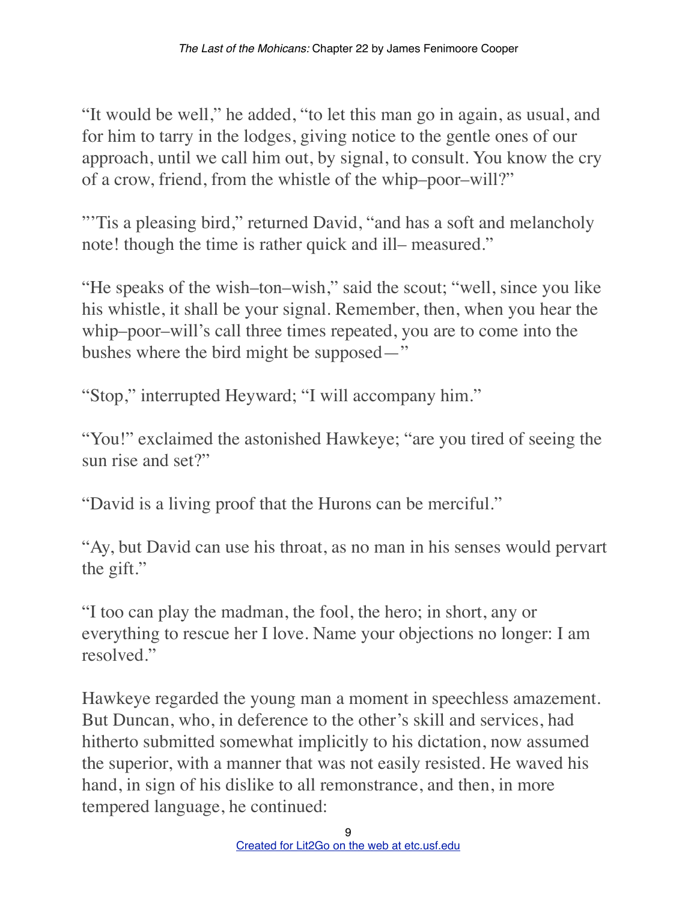"It would be well," he added, "to let this man go in again, as usual, and for him to tarry in the lodges, giving notice to the gentle ones of our approach, until we call him out, by signal, to consult. You know the cry of a crow, friend, from the whistle of the whip–poor–will?"

"'Tis a pleasing bird," returned David, "and has a soft and melancholy note! though the time is rather quick and ill– measured."

"He speaks of the wish–ton–wish," said the scout; "well, since you like his whistle, it shall be your signal. Remember, then, when you hear the whip–poor–will's call three times repeated, you are to come into the bushes where the bird might be supposed—"

"Stop," interrupted Heyward; "I will accompany him."

"You!" exclaimed the astonished Hawkeye; "are you tired of seeing the sun rise and set?"

"David is a living proof that the Hurons can be merciful."

"Ay, but David can use his throat, as no man in his senses would pervart the gift."

"I too can play the madman, the fool, the hero; in short, any or everything to rescue her I love. Name your objections no longer: I am resolved."

Hawkeye regarded the young man a moment in speechless amazement. But Duncan, who, in deference to the other's skill and services, had hitherto submitted somewhat implicitly to his dictation, now assumed the superior, with a manner that was not easily resisted. He waved his hand, in sign of his dislike to all remonstrance, and then, in more tempered language, he continued: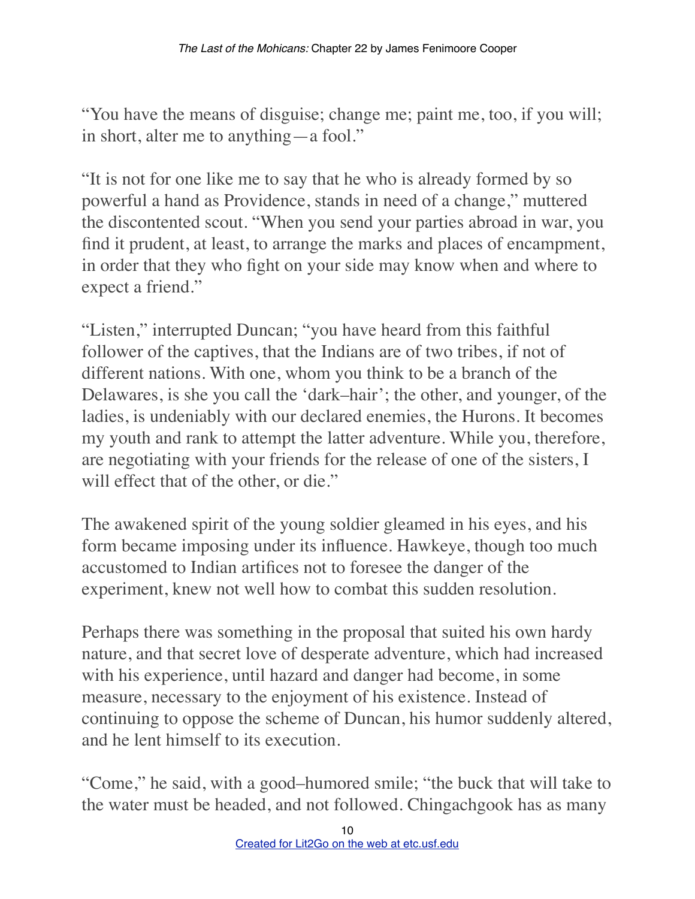"You have the means of disguise; change me; paint me, too, if you will; in short, alter me to anything—a fool."

"It is not for one like me to say that he who is already formed by so powerful a hand as Providence, stands in need of a change," muttered the discontented scout. "When you send your parties abroad in war, you find it prudent, at least, to arrange the marks and places of encampment, in order that they who fight on your side may know when and where to expect a friend."

"Listen," interrupted Duncan; "you have heard from this faithful follower of the captives, that the Indians are of two tribes, if not of different nations. With one, whom you think to be a branch of the Delawares, is she you call the 'dark–hair'; the other, and younger, of the ladies, is undeniably with our declared enemies, the Hurons. It becomes my youth and rank to attempt the latter adventure. While you, therefore, are negotiating with your friends for the release of one of the sisters, I will effect that of the other, or die."

The awakened spirit of the young soldier gleamed in his eyes, and his form became imposing under its influence. Hawkeye, though too much accustomed to Indian artifices not to foresee the danger of the experiment, knew not well how to combat this sudden resolution.

Perhaps there was something in the proposal that suited his own hardy nature, and that secret love of desperate adventure, which had increased with his experience, until hazard and danger had become, in some measure, necessary to the enjoyment of his existence. Instead of continuing to oppose the scheme of Duncan, his humor suddenly altered, and he lent himself to its execution.

"Come," he said, with a good–humored smile; "the buck that will take to the water must be headed, and not followed. Chingachgook has as many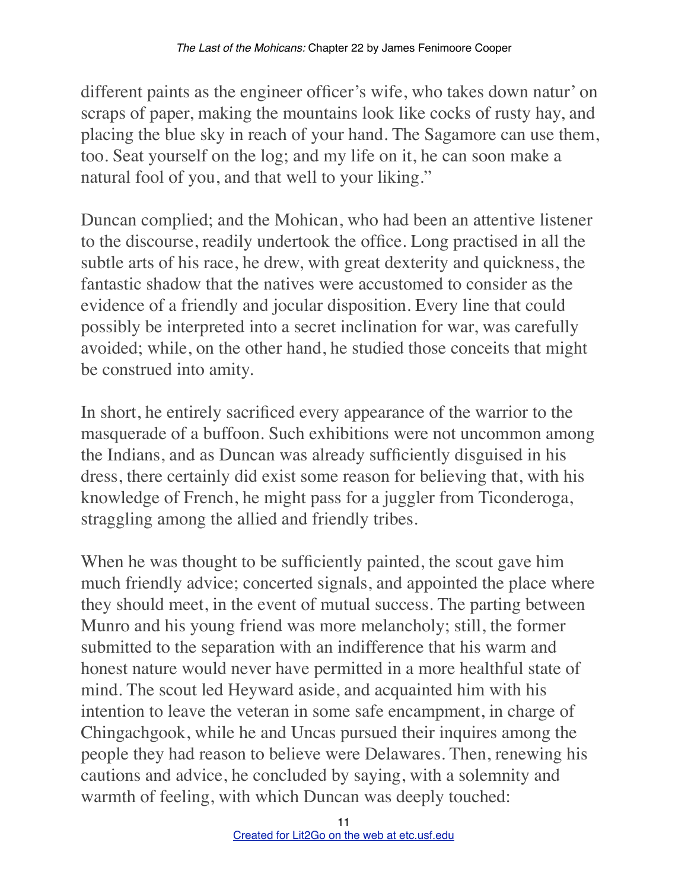different paints as the engineer officer's wife, who takes down natur' on scraps of paper, making the mountains look like cocks of rusty hay, and placing the blue sky in reach of your hand. The Sagamore can use them, too. Seat yourself on the log; and my life on it, he can soon make a natural fool of you, and that well to your liking."

Duncan complied; and the Mohican, who had been an attentive listener to the discourse, readily undertook the office. Long practised in all the subtle arts of his race, he drew, with great dexterity and quickness, the fantastic shadow that the natives were accustomed to consider as the evidence of a friendly and jocular disposition. Every line that could possibly be interpreted into a secret inclination for war, was carefully avoided; while, on the other hand, he studied those conceits that might be construed into amity.

In short, he entirely sacrificed every appearance of the warrior to the masquerade of a buffoon. Such exhibitions were not uncommon among the Indians, and as Duncan was already sufficiently disguised in his dress, there certainly did exist some reason for believing that, with his knowledge of French, he might pass for a juggler from Ticonderoga, straggling among the allied and friendly tribes.

When he was thought to be sufficiently painted, the scout gave him much friendly advice; concerted signals, and appointed the place where they should meet, in the event of mutual success. The parting between Munro and his young friend was more melancholy; still, the former submitted to the separation with an indifference that his warm and honest nature would never have permitted in a more healthful state of mind. The scout led Heyward aside, and acquainted him with his intention to leave the veteran in some safe encampment, in charge of Chingachgook, while he and Uncas pursued their inquires among the people they had reason to believe were Delawares. Then, renewing his cautions and advice, he concluded by saying, with a solemnity and warmth of feeling, with which Duncan was deeply touched: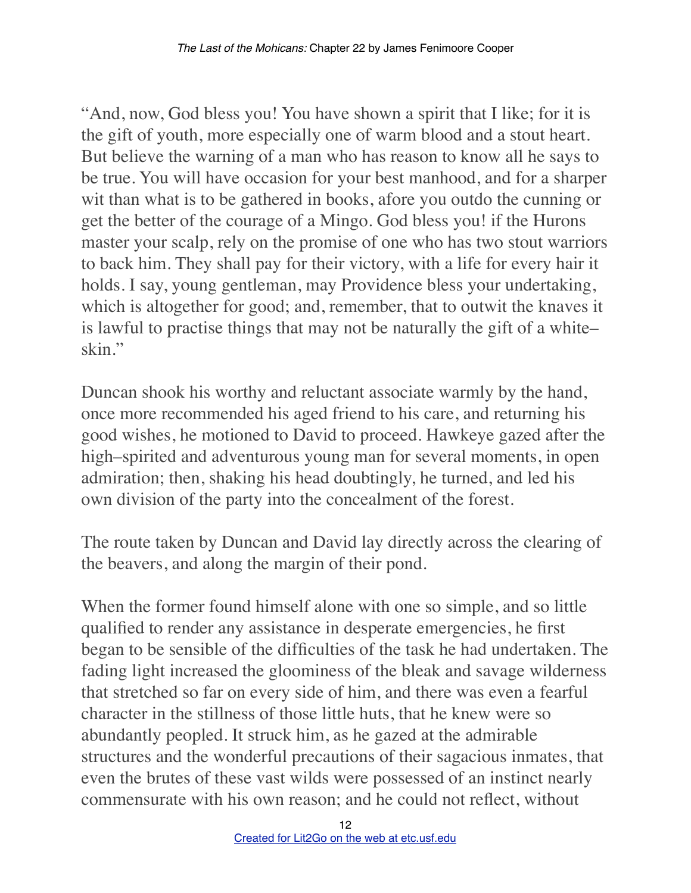"And, now, God bless you! You have shown a spirit that I like; for it is the gift of youth, more especially one of warm blood and a stout heart. But believe the warning of a man who has reason to know all he says to be true. You will have occasion for your best manhood, and for a sharper wit than what is to be gathered in books, afore you outdo the cunning or get the better of the courage of a Mingo. God bless you! if the Hurons master your scalp, rely on the promise of one who has two stout warriors to back him. They shall pay for their victory, with a life for every hair it holds. I say, young gentleman, may Providence bless your undertaking, which is altogether for good; and, remember, that to outwit the knaves it is lawful to practise things that may not be naturally the gift of a white–skin."

Duncan shook his worthy and reluctant associate warmly by the hand, once more recommended his aged friend to his care, and returning his good wishes, he motioned to David to proceed. Hawkeye gazed after the high–spirited and adventurous young man for several moments, in open admiration; then, shaking his head doubtingly, he turned, and led his own division of the party into the concealment of the forest.

The route taken by Duncan and David lay directly across the clearing of the beavers, and along the margin of their pond.

When the former found himself alone with one so simple, and so little qualified to render any assistance in desperate emergencies, he first began to be sensible of the difficulties of the task he had undertaken. The fading light increased the gloominess of the bleak and savage wilderness that stretched so far on every side of him, and there was even a fearful character in the stillness of those little huts, that he knew were so abundantly peopled. It struck him, as he gazed at the admirable structures and the wonderful precautions of their sagacious inmates, that even the brutes of these vast wilds were possessed of an instinct nearly commensurate with his own reason; and he could not reflect, without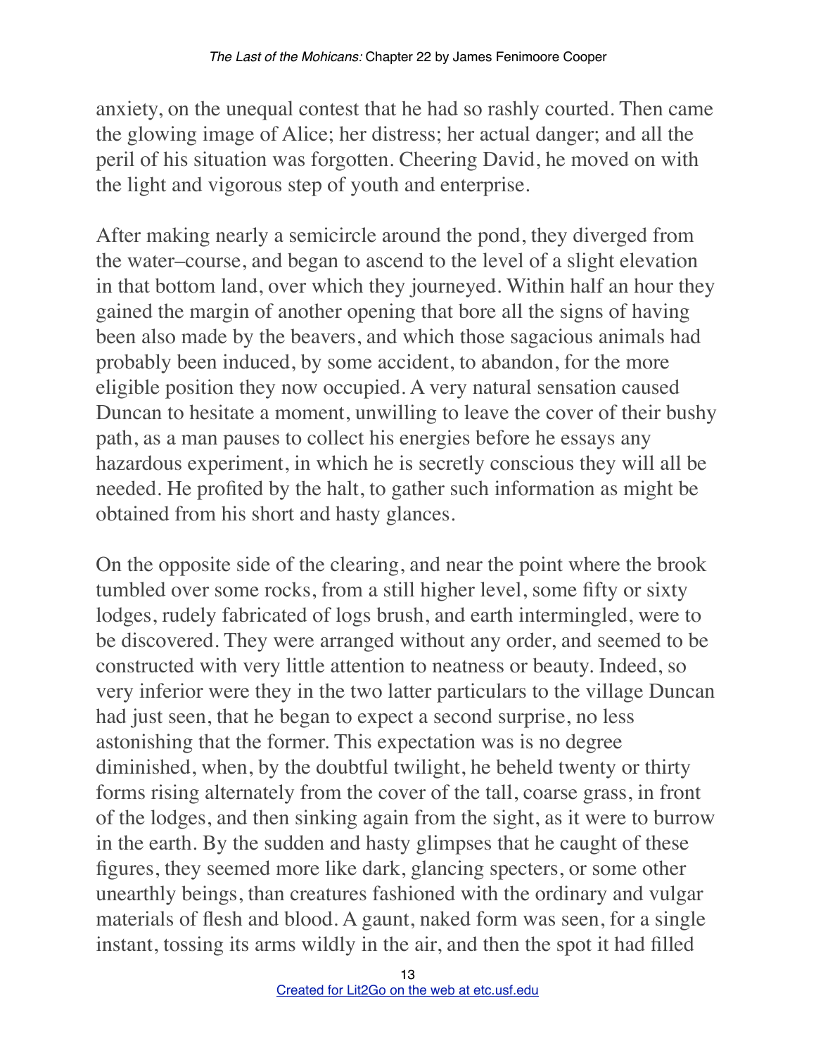anxiety, on the unequal contest that he had so rashly courted. Then came the glowing image of Alice; her distress; her actual danger; and all the peril of his situation was forgotten. Cheering David, he moved on with the light and vigorous step of youth and enterprise.

After making nearly a semicircle around the pond, they diverged from the water–course, and began to ascend to the level of a slight elevation in that bottom land, over which they journeyed. Within half an hour they gained the margin of another opening that bore all the signs of having been also made by the beavers, and which those sagacious animals had probably been induced, by some accident, to abandon, for the more eligible position they now occupied. A very natural sensation caused Duncan to hesitate a moment, unwilling to leave the cover of their bushy path, as a man pauses to collect his energies before he essays any hazardous experiment, in which he is secretly conscious they will all be needed. He profited by the halt, to gather such information as might be obtained from his short and hasty glances.

On the opposite side of the clearing, and near the point where the brook tumbled over some rocks, from a still higher level, some fifty or sixty lodges, rudely fabricated of logs brush, and earth intermingled, were to be discovered. They were arranged without any order, and seemed to be constructed with very little attention to neatness or beauty. Indeed, so very inferior were they in the two latter particulars to the village Duncan had just seen, that he began to expect a second surprise, no less astonishing that the former. This expectation was is no degree diminished, when, by the doubtful twilight, he beheld twenty or thirty forms rising alternately from the cover of the tall, coarse grass, in front of the lodges, and then sinking again from the sight, as it were to burrow in the earth. By the sudden and hasty glimpses that he caught of these figures, they seemed more like dark, glancing specters, or some other unearthly beings, than creatures fashioned with the ordinary and vulgar materials of flesh and blood. A gaunt, naked form was seen, for a single instant, tossing its arms wildly in the air, and then the spot it had filled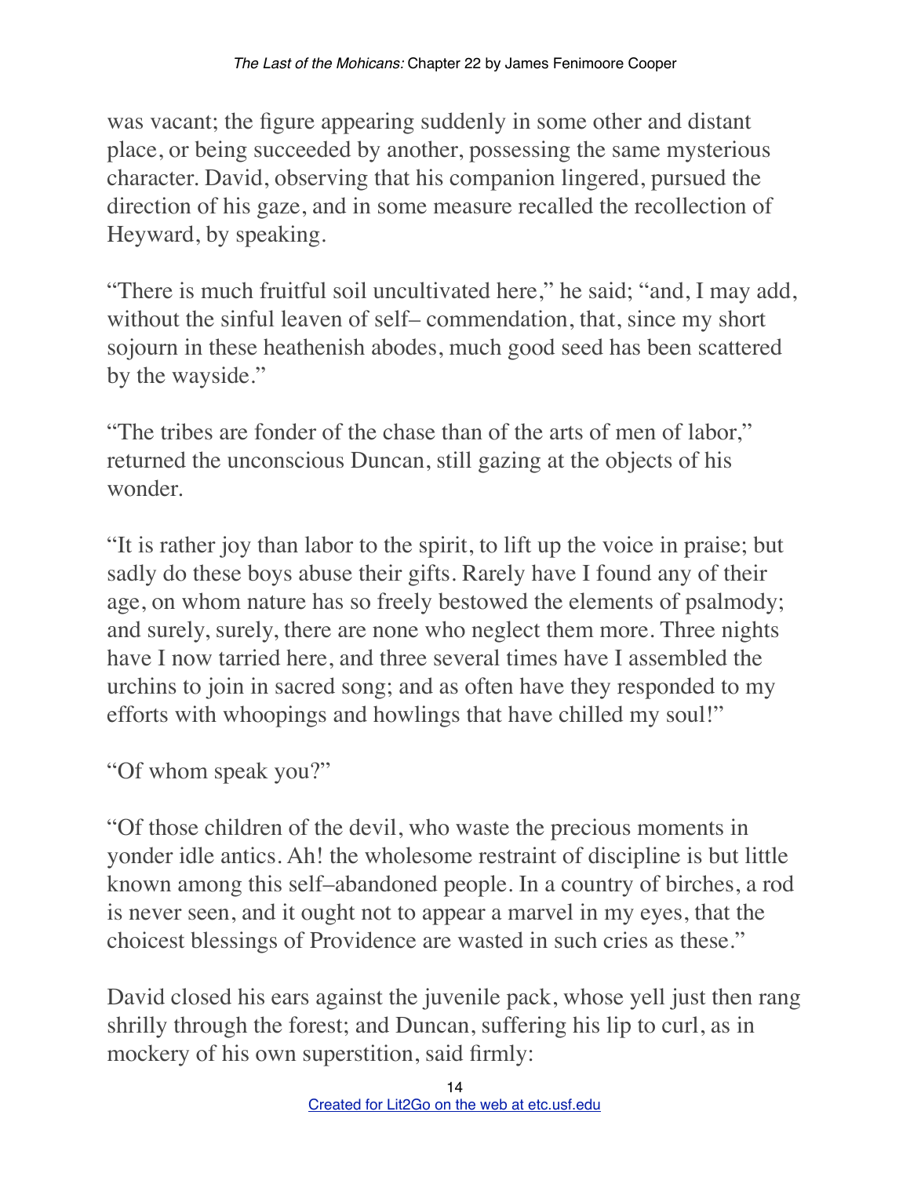was vacant; the figure appearing suddenly in some other and distant place, or being succeeded by another, possessing the same mysterious character. David, observing that his companion lingered, pursued the direction of his gaze, and in some measure recalled the recollection of Heyward, by speaking.

“There is much fruitful soil uncultivated here,” he said; “and, I may add, without the sinful leaven of self– commendation, that, since my short sojourn in these heathenish abodes, much good seed has been scattered by the wayside.”

“The tribes are fonder of the chase than of the arts of men of labor,” returned the unconscious Duncan, still gazing at the objects of his wonder.

“It is rather joy than labor to the spirit, to lift up the voice in praise; but sadly do these boys abuse their gifts. Rarely have I found any of their age, on whom nature has so freely bestowed the elements of psalmody; and surely, surely, there are none who neglect them more. Three nights have I now tarried here, and three several times have I assembled the urchins to join in sacred song; and as often have they responded to my efforts with whoopings and howlings that have chilled my soul!”

“Of whom speak you?”

“Of those children of the devil, who waste the precious moments in yonder idle antics. Ah! the wholesome restraint of discipline is but little known among this self–abandoned people. In a country of birches, a rod is never seen, and it ought not to appear a marvel in my eyes, that the choicest blessings of Providence are wasted in such cries as these.”

David closed his ears against the juvenile pack, whose yell just then rang shrilly through the forest; and Duncan, suffering his lip to curl, as in mockery of his own superstition, said firmly: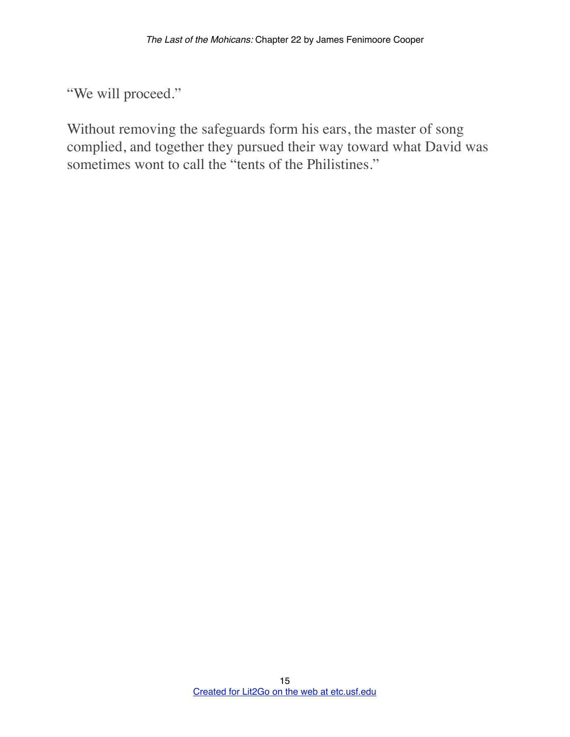"We will proceed."

Without removing the safeguards form his ears, the master of song complied, and together they pursued their way toward what David was sometimes wont to call the "tents of the Philistines."